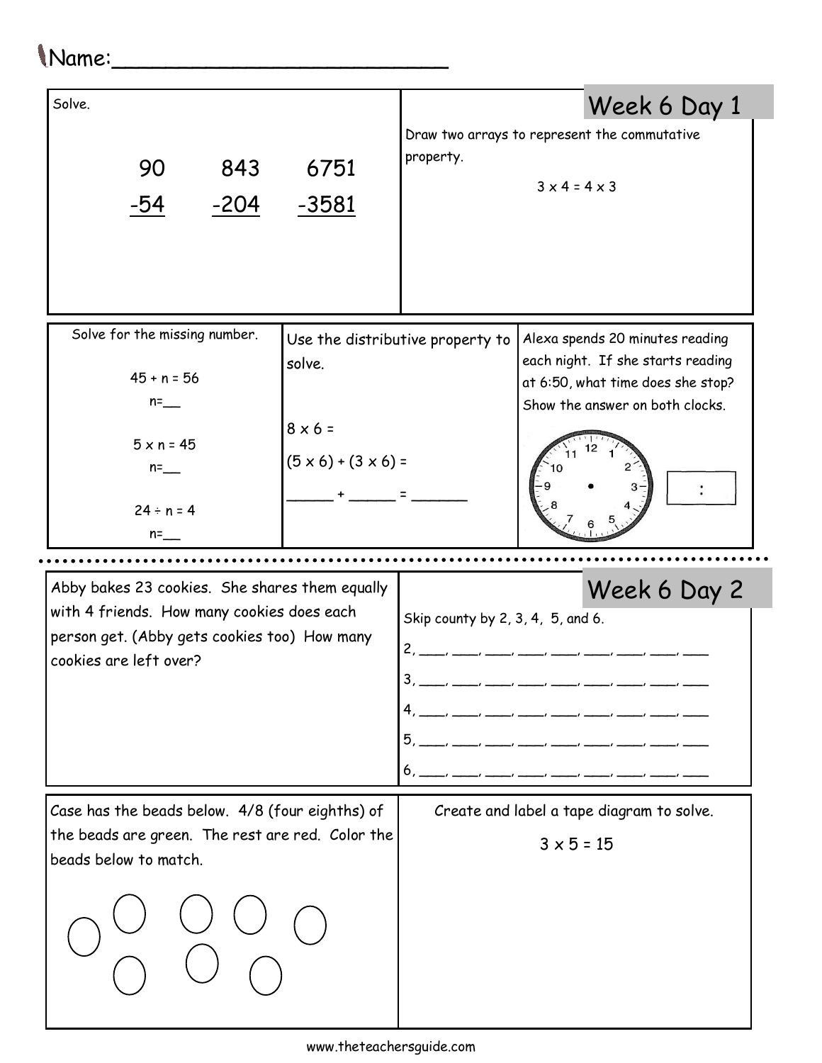Name:_________________________

## Week 6 Day 1

Solve.

$$\begin{array}{r} 90 \\ -54 \\ \hline \end{array} \qquad \begin{array}{r} 843 \\ -204 \\ \hline \end{array} \qquad \begin{array}{r} 6751 \\ -3581 \\ \hline \end{array}$$

Draw two arrays to represent the commutative property.

$3 \times 4 = 4 \times 3$

Solve for the missing number.

$45 + n = 56$

n=__

$5 \times n = 45$

n=__

$24 \div n = 4$

n=__

Use the distributive property to solve.

$8 \times 6 =$

$(5 \times 6) + (3 \times 6) =$

_____ + _____ = ______

Alexa spends 20 minutes reading each night. If she starts reading at 6:50, what time does she stop? Show the answer on both clocks.

:

## Week 6 Day 2

Abby bakes 23 cookies. She shares them equally with 4 friends. How many cookies does each person get. (Abby gets cookies too) How many cookies are left over?

Skip county by 2, 3, 4, 5, and 6.

2, ___, ___, ___, ___, ___, ___, ___, ___, ___

3, ___, ___, ___, ___, ___, ___, ___, ___, ___

4, ___, ___, ___, ___, ___, ___, ___, ___, ___

5, ___, ___, ___, ___, ___, ___, ___, ___, ___

6, ___, ___, ___, ___, ___, ___, ___, ___, ___

Case has the beads below. 4/8 (four eighths) of the beads are green. The rest are red. Color the beads below to match.

Create and label a tape diagram to solve.

$3 \times 5 = 15$

www.theteachersguide.com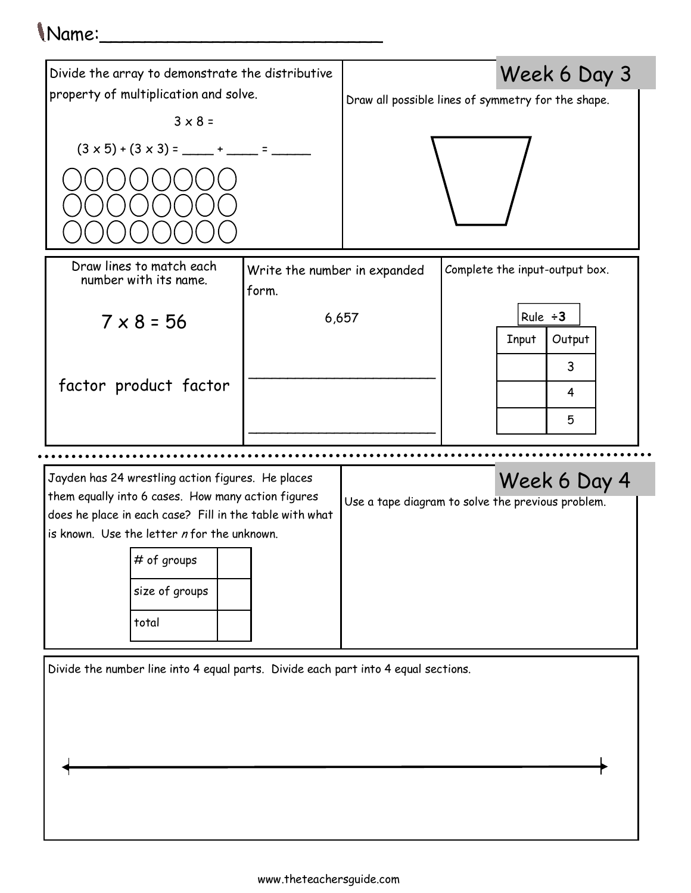Name:___________________________

## Week 6 Day 3

Divide the array to demonstrate the distributive property of multiplication and solve.

$3 \times 8 =$

$(3 \times 5) + (3 \times 3) =$ _____ + _____ = ______

Draw all possible lines of symmetry for the shape.

Draw lines to match each number with its name.

$7 \times 8 = 56$

factor product factor

Write the number in expanded form.

6,657

___________________________

___________________________

Complete the input-output box.

Rule $\div$**3**

| Input | Output |
|---|---|
| | 3 |
| | 4 |
| | 5 |

## Week 6 Day 4

Jayden has 24 wrestling action figures. He places them equally into 6 cases. How many action figures does he place in each case? Fill in the table with what is known. Use the letter *n* for the unknown.

| | |
|---|---|
| # of groups | |
| size of groups | |
| total | |

Use a tape diagram to solve the previous problem.

Divide the number line into 4 equal parts. Divide each part into 4 equal sections.

www.theteachersguide.com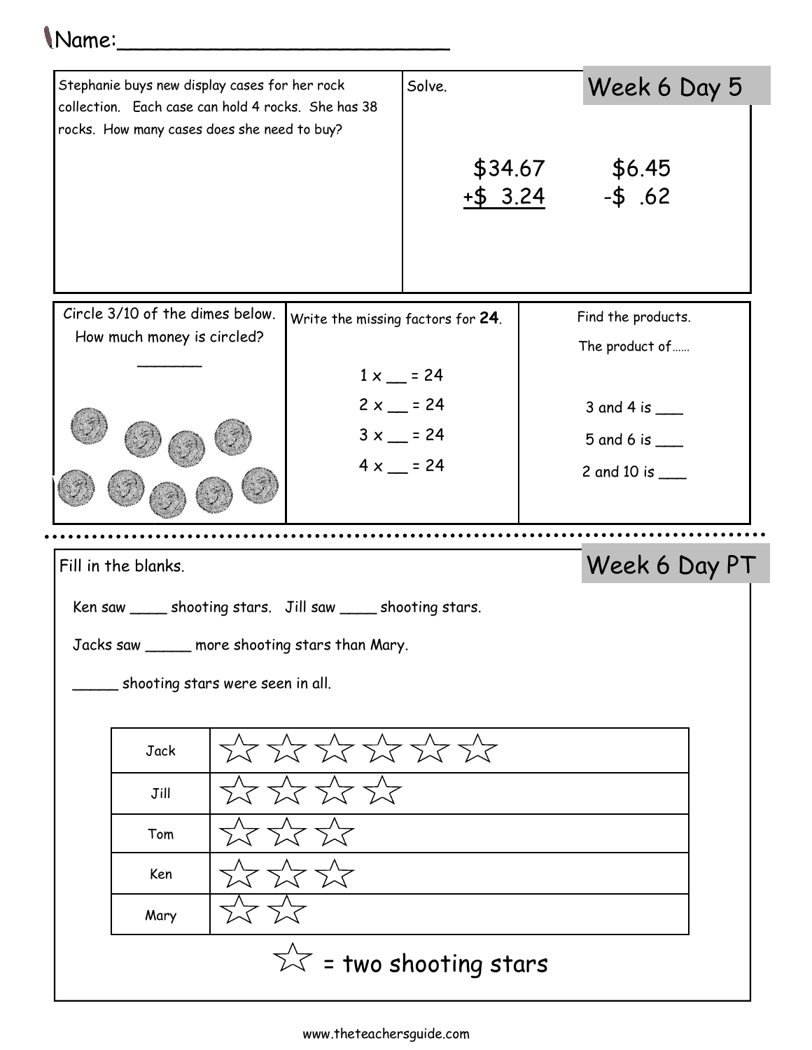Name:_________________________

## Week 6 Day 5

Stephanie buys new display cases for her rock collection. Each case can hold 4 rocks. She has 38 rocks. How many cases does she need to buy?

Solve.

$$\begin{array}{r} \$34.67 \\ +\$\ \ 3.24 \\ \hline \end{array} \qquad \begin{array}{r} \$6.45 \\ -\$\ \ .62 \end{array}$$

Circle 3/10 of the dimes below.
How much money is circled?
________

Write the missing factors for **24**.

1 x __ = 24

2 x __ = 24

3 x __ = 24

4 x __ = 24

Find the products.

The product of……

3 and 4 is ___

5 and 6 is ___

2 and 10 is ___

## Week 6 Day PT

Fill in the blanks.

Ken saw ____ shooting stars. Jill saw ____ shooting stars.

Jacks saw _____ more shooting stars than Mary.

_____ shooting stars were seen in all.

| | |
|---|---|
| Jack | ☆ ☆ ☆ ☆ ☆ ☆ |
| Jill | ☆ ☆ ☆ ☆ |
| Tom | ☆ ☆ ☆ |
| Ken | ☆ ☆ ☆ |
| Mary | ☆ ☆ |

☆ = two shooting stars

www.theteachersguide.com